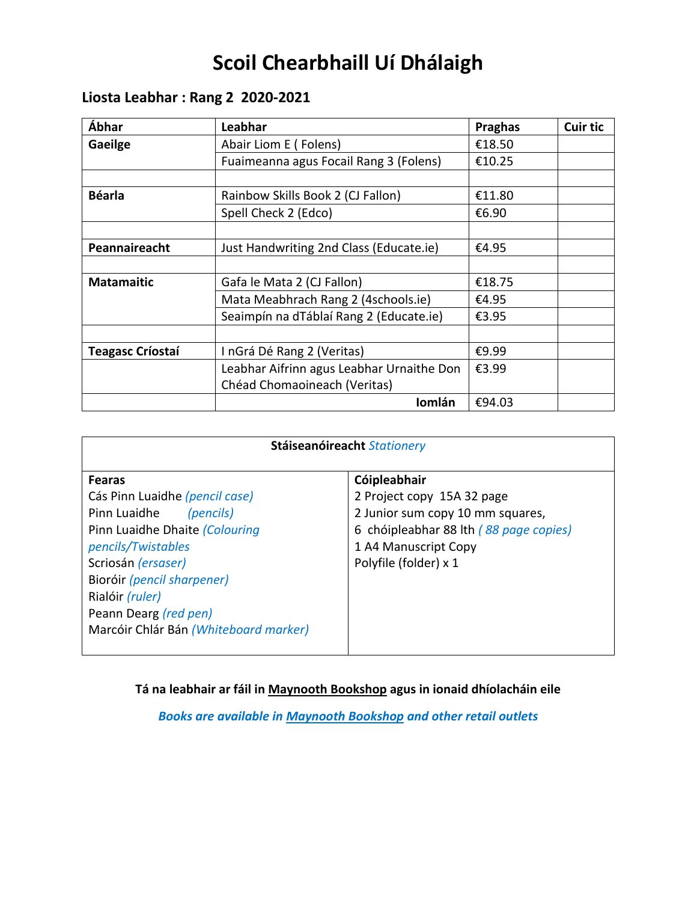# Scoil Chearbhaill Uí Dhálaigh

## Liosta Leabhar : Rang 2 2020-2021

| Ábhar | Leabhar | Praghas | Cuir tic |
|---|---|---|---|
| **Gaeilge** | Abair Liom E ( Folens) | €18.50 | |
| | Fuaimeanna agus Focail Rang 3 (Folens) | €10.25 | |
| | | | |
| **Béarla** | Rainbow Skills Book 2 (CJ Fallon) | €11.80 | |
| | Spell Check 2 (Edco) | €6.90 | |
| | | | |
| **Peannaireacht** | Just Handwriting 2nd Class (Educate.ie) | €4.95 | |
| | | | |
| **Matamaitic** | Gafa le Mata 2 (CJ Fallon) | €18.75 | |
| | Mata Meabhrach Rang 2 (4schools.ie) | €4.95 | |
| | Seaimpín na dTáblaí Rang 2 (Educate.ie) | €3.95 | |
| | | | |
| **Teagasc Críostaí** | I nGrá Dé Rang 2 (Veritas) | €9.99 | |
| | Leabhar Aifrinn agus Leabhar Urnaithe Don Chéad Chomaoineach (Veritas) | €3.99 | |
| | **Iomlán** | €94.03 | |

| **Stáiseanóireacht** *Stationery* | |
|---|---|
| **Fearas** | **Cóipleabhair** |
| Cás Pinn Luaidhe *(pencil case)* | 2 Project copy 15A 32 page |
| Pinn Luaidhe *(pencils)* | 2 Junior sum copy 10 mm squares, |
| Pinn Luaidhe Dhaite *(Colouring pencils/Twistables* | 6 chóipleabhar 88 lth *( 88 page copies)* |
| Scriosán *(ersaser)* | 1 A4 Manuscript Copy |
| Bioróir *(pencil sharpener)* | Polyfile (folder) x 1 |
| Rialóir *(ruler)* | |
| Peann Dearg *(red pen)* | |
| Marcóir Chlár Bán *(Whiteboard marker)* | |

**Tá na leabhair ar fáil in Maynooth Bookshop agus in ionaid dhíolacháin eile**

***Books are available in Maynooth Bookshop and other retail outlets***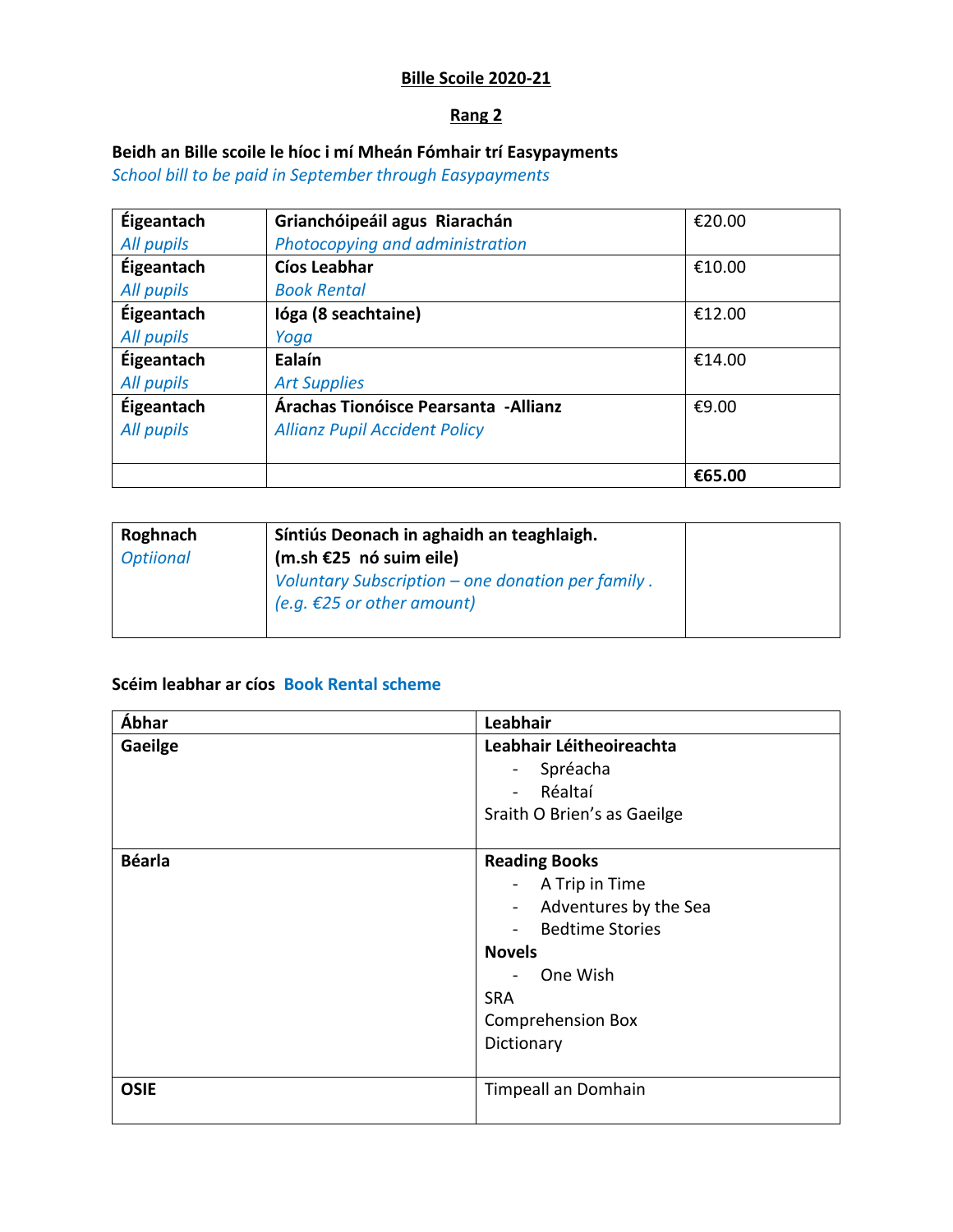**Bille Scoile 2020-21**

**Rang 2**

**Beidh an Bille scoile le híoc i mí Mheán Fómhair trí Easypayments**
*School bill to be paid in September through Easypayments*

| | | |
|---|---|---|
| **Éigeantach** *All pupils* | **Grianchóipeáil agus Riarachán** *Photocopying and administration* | €20.00 |
| **Éigeantach** *All pupils* | **Cíos Leabhar** *Book Rental* | €10.00 |
| **Éigeantach** *All pupils* | **Ióga (8 seachtaine)** *Yoga* | €12.00 |
| **Éigeantach** *All pupils* | **Ealaín** *Art Supplies* | €14.00 |
| **Éigeantach** *All pupils* | **Árachas Tionóisce Pearsanta -Allianz** *Allianz Pupil Accident Policy* | €9.00 |
| | | **€65.00** |

| | | |
|---|---|---|
| **Roghnach** *Optiional* | **Síntiús Deonach in aghaidh an teaghlaigh. (m.sh €25 nó suim eile)** *Voluntary Subscription – one donation per family . (e.g. €25 or other amount)* | |

**Scéim leabhar ar cíos Book Rental scheme**

| Ábhar | Leabhair |
|---|---|
| **Gaeilge** | **Leabhair Léitheoireachta**<br>- Spréacha<br>- Réaltaí<br>Sraith O Brien's as Gaeilge |
| **Béarla** | **Reading Books**<br>- A Trip in Time<br>- Adventures by the Sea<br>- Bedtime Stories<br>**Novels**<br>- One Wish<br>SRA<br>Comprehension Box<br>Dictionary |
| **OSIE** | Timpeall an Domhain |